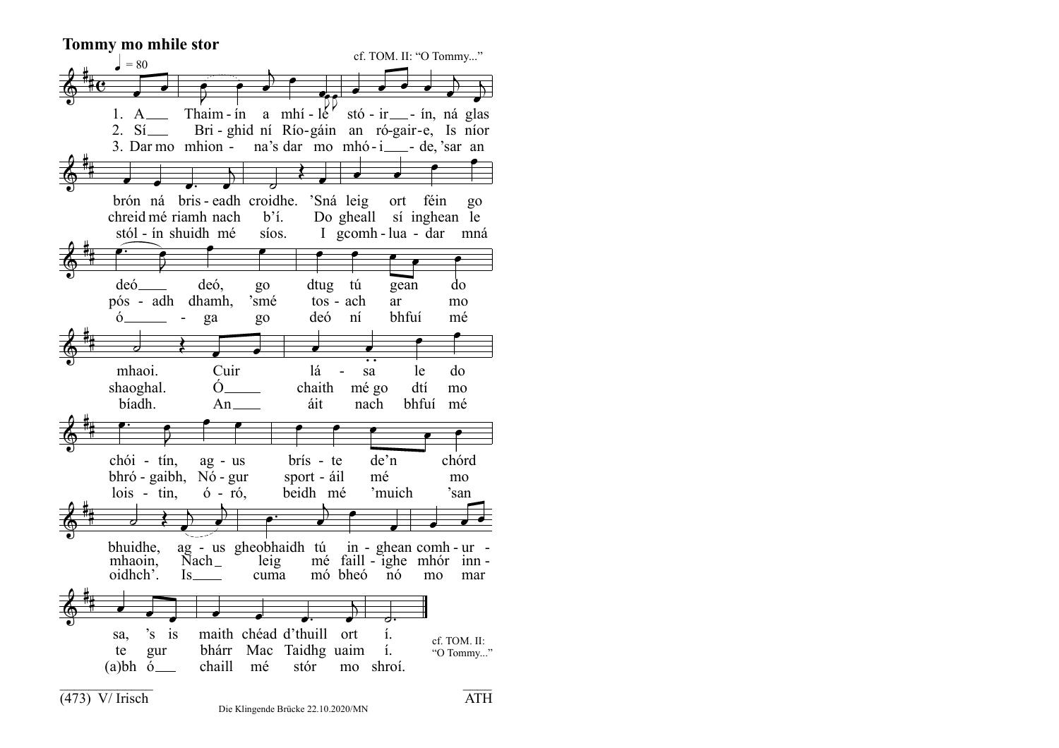**Tommy mo mhile stor**

cf. TOM. II: "O Tommy..."

♩ = 80

1. A___ Thaim - ín a mhí - le stó - ir___- ín, ná glas brón ná bris - eadh croidhe. 'Sná leig ort féin go deó___ deó, go dtug tú gean do mhaoi. Cuir lá - sa le do chói - tín, ag - us brís - te de'n chórd bhuidhe, ag - us gheobhaidh tú in - ghean comh - ur - sa, 's is maith chéad d'thuill ort í.

2. Sí___ Bri - ghid ní Río-gáin an ró-gair-e, Is níor chreid mé riamh nach b'í. Do gheall sí inghean le pós - adh dhamh, 'smé tos - ach ar mo shaoghal. Ó___ chaith mé go dtí mo bhró - gaibh, Nó - gur sport - áil mé mo mhaoin, Nach_ leig mé faill - ighe mhór inn - te gur bhárr Mac Taidhg uaim í.

3. Dar mo mhion - na's dar mo mhó - i___- de, 'sar an stól - ín shuidh mé síos. I gcomh - lua - dar mná ó___ - ga go deó ní bhfuí mé bíadh. An___ áit nach bhfuí mé lois - tin, ó - ró, beidh mé 'muich 'san oidhch'. Is___ cuma mó bheó nó mo mar (a)bh ó___ chaill mé stór mo shroí.

cf. TOM. II: "O Tommy..."

(473) V/ Irisch

ATH

Die Klingende Brücke 22.10.2020/MN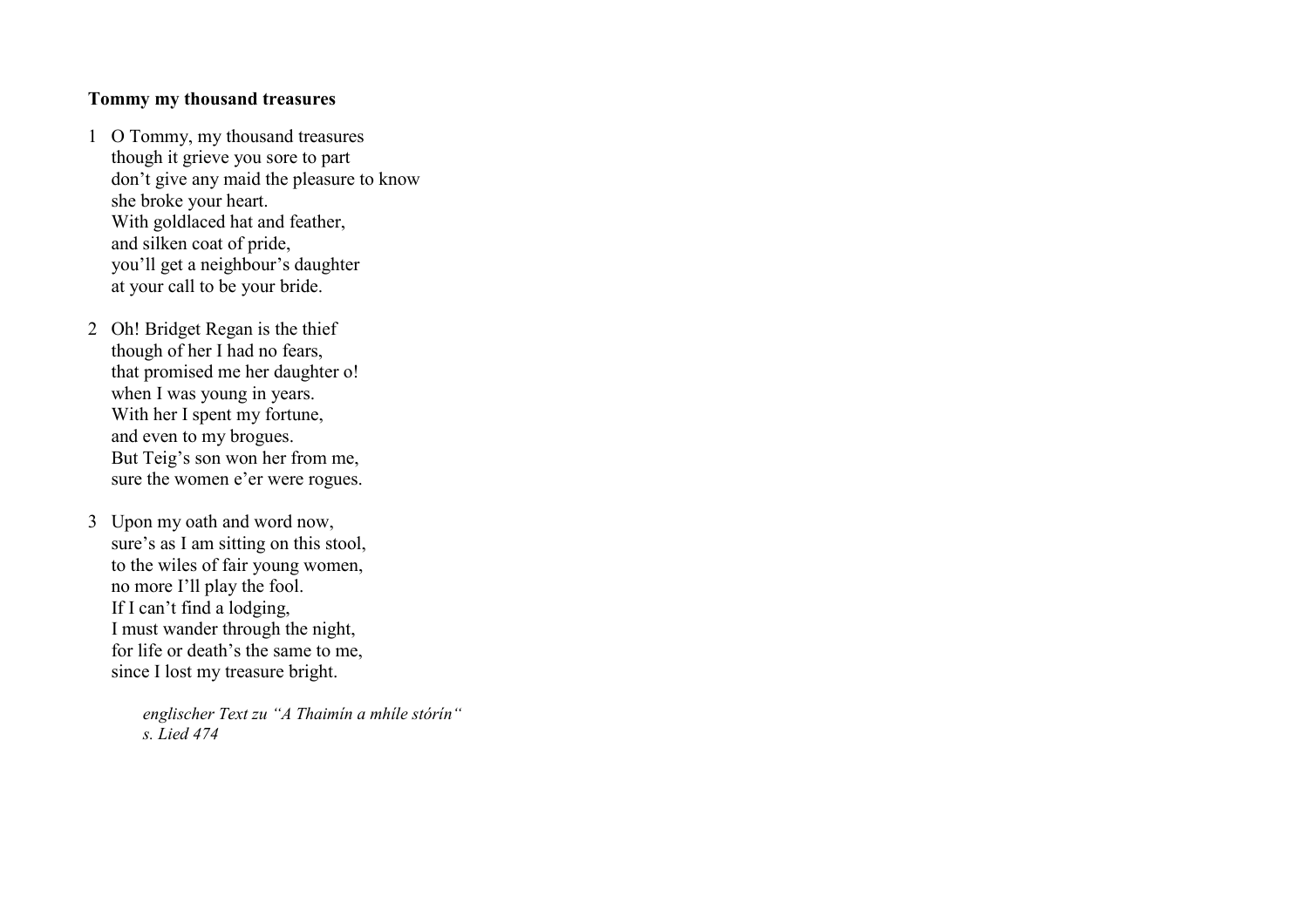**Tommy my thousand treasures**

1 O Tommy, my thousand treasures
though it grieve you sore to part
don't give any maid the pleasure to know
she broke your heart.
With goldlaced hat and feather,
and silken coat of pride,
you'll get a neighbour's daughter
at your call to be your bride.

2 Oh! Bridget Regan is the thief
though of her I had no fears,
that promised me her daughter o!
when I was young in years.
With her I spent my fortune,
and even to my brogues.
But Teig's son won her from me,
sure the women e'er were rogues.

3 Upon my oath and word now,
sure's as I am sitting on this stool,
to the wiles of fair young women,
no more I'll play the fool.
If I can't find a lodging,
I must wander through the night,
for life or death's the same to me,
since I lost my treasure bright.

*englischer Text zu "A Thaimín a mhíle stórín"*
*s. Lied 474*